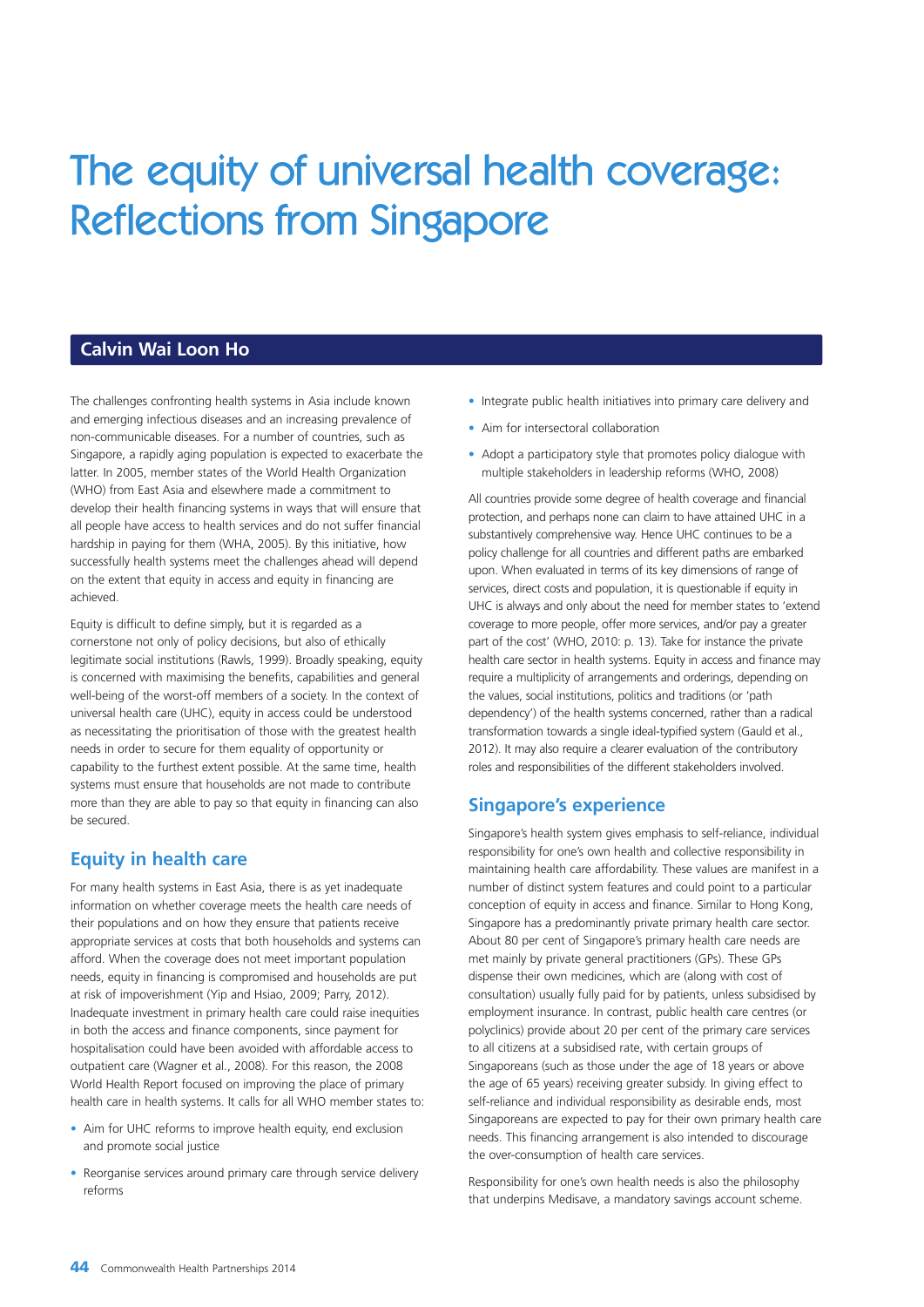# The equity of universal health coverage: Reflections from Singapore

## Calvin Wai Loon Ho

The challenges confronting health systems in Asia include known and emerging infectious diseases and an increasing prevalence of non-communicable diseases. For a number of countries, such as Singapore, a rapidly aging population is expected to exacerbate the latter. In 2005, member states of the World Health Organization (WHO) from East Asia and elsewhere made a commitment to develop their health financing systems in ways that will ensure that all people have access to health services and do not suffer financial hardship in paying for them (WHA, 2005). By this initiative, how successfully health systems meet the challenges ahead will depend on the extent that equity in access and equity in financing are achieved.

Equity is difficult to define simply, but it is regarded as a cornerstone not only of policy decisions, but also of ethically legitimate social institutions (Rawls, 1999). Broadly speaking, equity is concerned with maximising the benefits, capabilities and general well-being of the worst-off members of a society. In the context of universal health care (UHC), equity in access could be understood as necessitating the prioritisation of those with the greatest health needs in order to secure for them equality of opportunity or capability to the furthest extent possible. At the same time, health systems must ensure that households are not made to contribute more than they are able to pay so that equity in financing can also be secured.

## Equity in health care

For many health systems in East Asia, there is as yet inadequate information on whether coverage meets the health care needs of their populations and on how they ensure that patients receive appropriate services at costs that both households and systems can afford. When the coverage does not meet important population needs, equity in financing is compromised and households are put at risk of impoverishment (Yip and Hsiao, 2009; Parry, 2012). Inadequate investment in primary health care could raise inequities in both the access and finance components, since payment for hospitalisation could have been avoided with affordable access to outpatient care (Wagner et al., 2008). For this reason, the 2008 World Health Report focused on improving the place of primary health care in health systems. It calls for all WHO member states to:

- Aim for UHC reforms to improve health equity, end exclusion and promote social justice
- Reorganise services around primary care through service delivery reforms
- Integrate public health initiatives into primary care delivery and
- Aim for intersectoral collaboration
- Adopt a participatory style that promotes policy dialogue with multiple stakeholders in leadership reforms (WHO, 2008)

All countries provide some degree of health coverage and financial protection, and perhaps none can claim to have attained UHC in a substantively comprehensive way. Hence UHC continues to be a policy challenge for all countries and different paths are embarked upon. When evaluated in terms of its key dimensions of range of services, direct costs and population, it is questionable if equity in UHC is always and only about the need for member states to 'extend coverage to more people, offer more services, and/or pay a greater part of the cost' (WHO, 2010: p. 13). Take for instance the private health care sector in health systems. Equity in access and finance may require a multiplicity of arrangements and orderings, depending on the values, social institutions, politics and traditions (or 'path dependency') of the health systems concerned, rather than a radical transformation towards a single ideal-typified system (Gauld et al., 2012). It may also require a clearer evaluation of the contributory roles and responsibilities of the different stakeholders involved.

## Singapore's experience

Singapore's health system gives emphasis to self-reliance, individual responsibility for one's own health and collective responsibility in maintaining health care affordability. These values are manifest in a number of distinct system features and could point to a particular conception of equity in access and finance. Similar to Hong Kong, Singapore has a predominantly private primary health care sector. About 80 per cent of Singapore's primary health care needs are met mainly by private general practitioners (GPs). These GPs dispense their own medicines, which are (along with cost of consultation) usually fully paid for by patients, unless subsidised by employment insurance. In contrast, public health care centres (or polyclinics) provide about 20 per cent of the primary care services to all citizens at a subsidised rate, with certain groups of Singaporeans (such as those under the age of 18 years or above the age of 65 years) receiving greater subsidy. In giving effect to self-reliance and individual responsibility as desirable ends, most Singaporeans are expected to pay for their own primary health care needs. This financing arrangement is also intended to discourage the over-consumption of health care services.

Responsibility for one's own health needs is also the philosophy that underpins Medisave, a mandatory savings account scheme.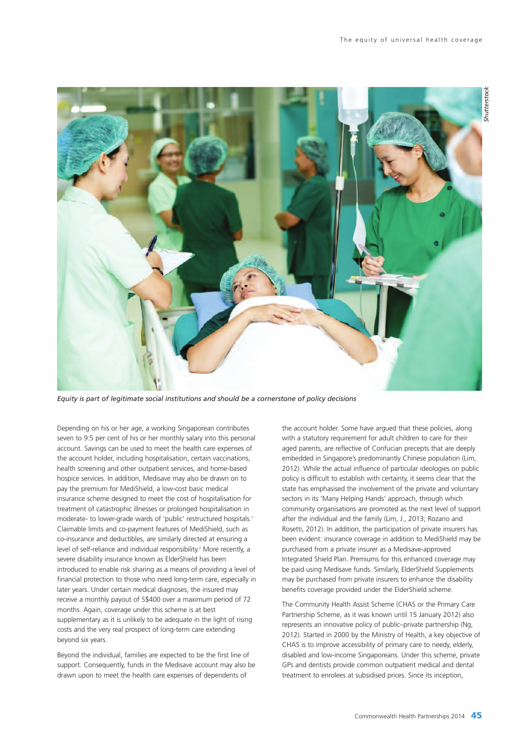*Equity is part of legitimate social institutions and should be a cornerstone of policy decisions*

Depending on his or her age, a working Singaporean contributes seven to 9.5 per cent of his or her monthly salary into this personal account. Savings can be used to meet the health care expenses of the account holder, including hospitalisation, certain vaccinations, health screening and other outpatient services, and home-based hospice services. In addition, Medisave may also be drawn on to pay the premium for MediShield, a low-cost basic medical insurance scheme designed to meet the cost of hospitalisation for treatment of catastrophic illnesses or prolonged hospitalisation in moderate- to lower-grade wards of 'public' restructured hospitals.[1] Claimable limits and co-payment features of MediShield, such as co-insurance and deductibles, are similarly directed at ensuring a level of self-reliance and individual responsibility.[2] More recently, a severe disability insurance known as ElderShield has been introduced to enable risk sharing as a means of providing a level of financial protection to those who need long-term care, especially in later years. Under certain medical diagnoses, the insured may receive a monthly payout of S$400 over a maximum period of 72 months. Again, coverage under this scheme is at best supplementary as it is unlikely to be adequate in the light of rising costs and the very real prospect of long-term care extending beyond six years.

Beyond the individual, families are expected to be the first line of support. Consequently, funds in the Medisave account may also be drawn upon to meet the health care expenses of dependents of the account holder. Some have argued that these policies, along with a statutory requirement for adult children to care for their aged parents, are reflective of Confucian precepts that are deeply embedded in Singapore's predominantly Chinese population (Lim, 2012). While the actual influence of particular ideologies on public policy is difficult to establish with certainty, it seems clear that the state has emphasised the involvement of the private and voluntary sectors in its 'Many Helping Hands' approach, through which community organisations are promoted as the next level of support after the individual and the family (Lim, J., 2013; Rozario and Rosetti, 2012). In addition, the participation of private insurers has been evident: insurance coverage in addition to MediShield may be purchased from a private insurer as a Medisave-approved Integrated Shield Plan. Premiums for this enhanced coverage may be paid using Medisave funds. Similarly, ElderShield Supplements may be purchased from private insurers to enhance the disability benefits coverage provided under the ElderShield scheme.

The Community Health Assist Scheme (CHAS or the Primary Care Partnership Scheme, as it was known until 15 January 2012) also represents an innovative policy of public–private partnership (Ng, 2012). Started in 2000 by the Ministry of Health, a key objective of CHAS is to improve accessibility of primary care to needy, elderly, disabled and low-income Singaporeans. Under this scheme, private GPs and dentists provide common outpatient medical and dental treatment to enrolees at subsidised prices. Since its inception,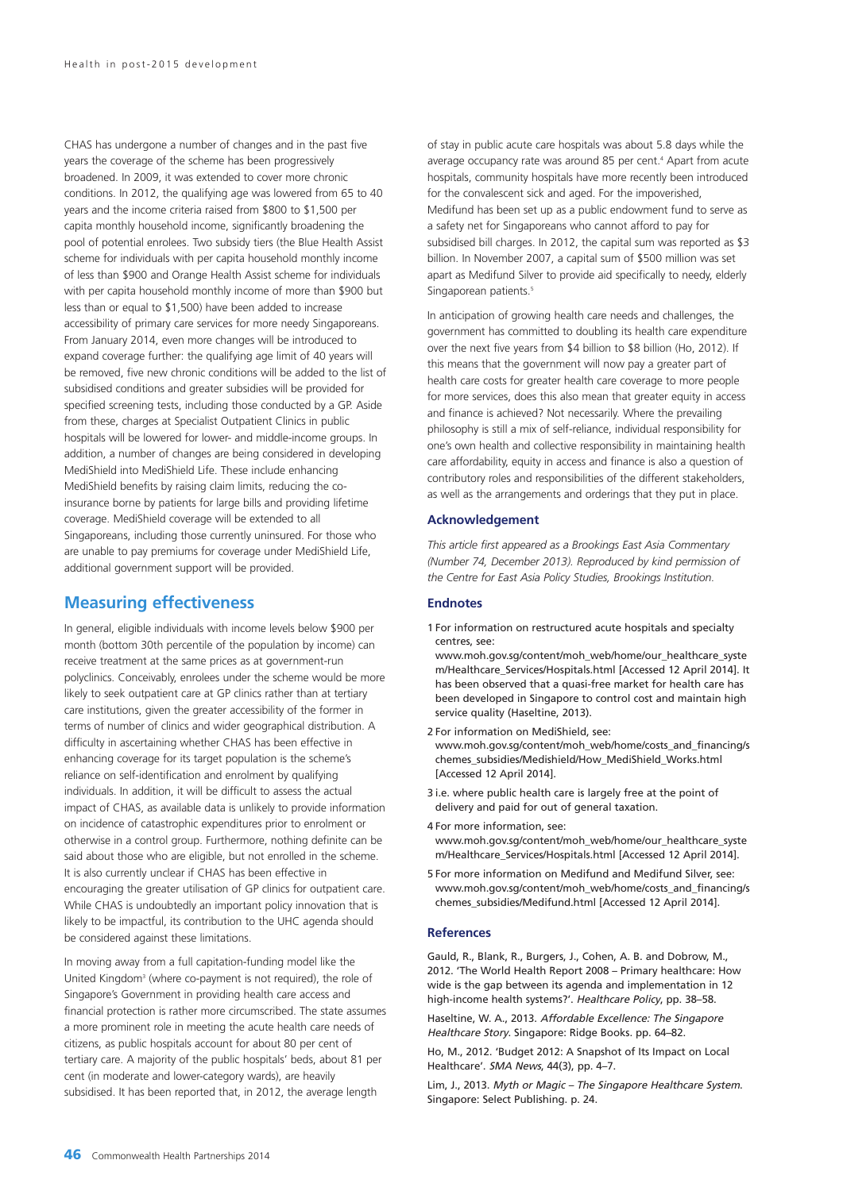CHAS has undergone a number of changes and in the past five years the coverage of the scheme has been progressively broadened. In 2009, it was extended to cover more chronic conditions. In 2012, the qualifying age was lowered from 65 to 40 years and the income criteria raised from $800 to $1,500 per capita monthly household income, significantly broadening the pool of potential enrolees. Two subsidy tiers (the Blue Health Assist scheme for individuals with per capita household monthly income of less than $900 and Orange Health Assist scheme for individuals with per capita household monthly income of more than $900 but less than or equal to $1,500) have been added to increase accessibility of primary care services for more needy Singaporeans. From January 2014, even more changes will be introduced to expand coverage further: the qualifying age limit of 40 years will be removed, five new chronic conditions will be added to the list of subsidised conditions and greater subsidies will be provided for specified screening tests, including those conducted by a GP. Aside from these, charges at Specialist Outpatient Clinics in public hospitals will be lowered for lower- and middle-income groups. In addition, a number of changes are being considered in developing MediShield into MediShield Life. These include enhancing MediShield benefits by raising claim limits, reducing the co-insurance borne by patients for large bills and providing lifetime coverage. MediShield coverage will be extended to all Singaporeans, including those currently uninsured. For those who are unable to pay premiums for coverage under MediShield Life, additional government support will be provided.

## Measuring effectiveness

In general, eligible individuals with income levels below $900 per month (bottom 30th percentile of the population by income) can receive treatment at the same prices as at government-run polyclinics. Conceivably, enrolees under the scheme would be more likely to seek outpatient care at GP clinics rather than at tertiary care institutions, given the greater accessibility of the former in terms of number of clinics and wider geographical distribution. A difficulty in ascertaining whether CHAS has been effective in enhancing coverage for its target population is the scheme's reliance on self-identification and enrolment by qualifying individuals. In addition, it will be difficult to assess the actual impact of CHAS, as available data is unlikely to provide information on incidence of catastrophic expenditures prior to enrolment or otherwise in a control group. Furthermore, nothing definite can be said about those who are eligible, but not enrolled in the scheme. It is also currently unclear if CHAS has been effective in encouraging the greater utilisation of GP clinics for outpatient care. While CHAS is undoubtedly an important policy innovation that is likely to be impactful, its contribution to the UHC agenda should be considered against these limitations.

In moving away from a full capitation-funding model like the United Kingdom[3] (where co-payment is not required), the role of Singapore's Government in providing health care access and financial protection is rather more circumscribed. The state assumes a more prominent role in meeting the acute health care needs of citizens, as public hospitals account for about 80 per cent of tertiary care. A majority of the public hospitals' beds, about 81 per cent (in moderate and lower-category wards), are heavily subsidised. It has been reported that, in 2012, the average length of stay in public acute care hospitals was about 5.8 days while the average occupancy rate was around 85 per cent.[4] Apart from acute hospitals, community hospitals have more recently been introduced for the convalescent sick and aged. For the impoverished, Medifund has been set up as a public endowment fund to serve as a safety net for Singaporeans who cannot afford to pay for subsidised bill charges. In 2012, the capital sum was reported as $3 billion. In November 2007, a capital sum of $500 million was set apart as Medifund Silver to provide aid specifically to needy, elderly Singaporean patients.[5]

In anticipation of growing health care needs and challenges, the government has committed to doubling its health care expenditure over the next five years from $4 billion to $8 billion (Ho, 2012). If this means that the government will now pay a greater part of health care costs for greater health care coverage to more people for more services, does this also mean that greater equity in access and finance is achieved? Not necessarily. Where the prevailing philosophy is still a mix of self-reliance, individual responsibility for one's own health and collective responsibility in maintaining health care affordability, equity in access and finance is also a question of contributory roles and responsibilities of the different stakeholders, as well as the arrangements and orderings that they put in place.

### Acknowledgement

*This article first appeared as a Brookings East Asia Commentary (Number 74, December 2013). Reproduced by kind permission of the Centre for East Asia Policy Studies, Brookings Institution.*

### Endnotes

1 For information on restructured acute hospitals and specialty centres, see: www.moh.gov.sg/content/moh_web/home/our_healthcare_system/Healthcare_Services/Hospitals.html [Accessed 12 April 2014]. It has been observed that a quasi-free market for health care has been developed in Singapore to control cost and maintain high service quality (Haseltine, 2013).

2 For information on MediShield, see: www.moh.gov.sg/content/moh_web/home/costs_and_financing/schemes_subsidies/Medishield/How_MediShield_Works.html [Accessed 12 April 2014].

3 i.e. where public health care is largely free at the point of delivery and paid for out of general taxation.

4 For more information, see: www.moh.gov.sg/content/moh_web/home/our_healthcare_system/Healthcare_Services/Hospitals.html [Accessed 12 April 2014].

5 For more information on Medifund and Medifund Silver, see: www.moh.gov.sg/content/moh_web/home/costs_and_financing/schemes_subsidies/Medifund.html [Accessed 12 April 2014].

### References

Gauld, R., Blank, R., Burgers, J., Cohen, A. B. and Dobrow, M., 2012. 'The World Health Report 2008 – Primary healthcare: How wide is the gap between its agenda and implementation in 12 high-income health systems?'. *Healthcare Policy*, pp. 38–58.

Haseltine, W. A., 2013. *Affordable Excellence: The Singapore Healthcare Story*. Singapore: Ridge Books. pp. 64–82.

Ho, M., 2012. 'Budget 2012: A Snapshot of Its Impact on Local Healthcare'. *SMA News*, 44(3), pp. 4–7.

Lim, J., 2013. *Myth or Magic – The Singapore Healthcare System*. Singapore: Select Publishing. p. 24.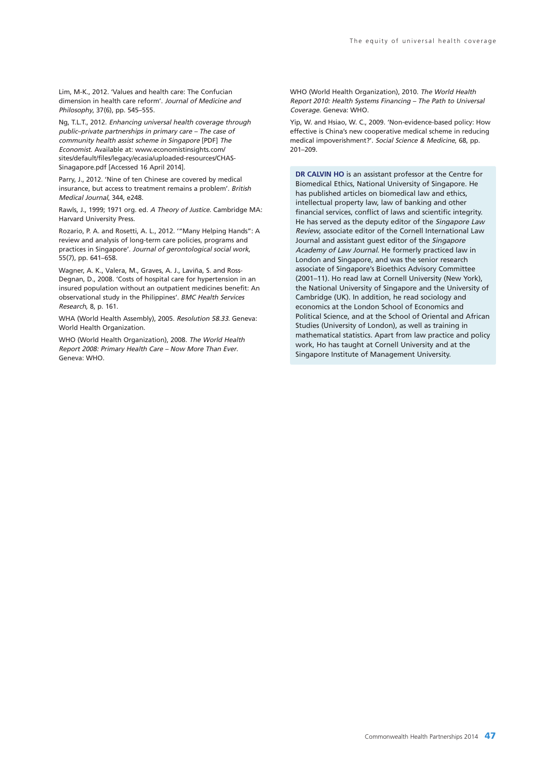Lim, M-K., 2012. 'Values and health care: The Confucian dimension in health care reform'. *Journal of Medicine and Philosophy*, 37(6), pp. 545–555.

Ng, T.L.T., 2012. *Enhancing universal health coverage through public–private partnerships in primary care – The case of community health assist scheme in Singapore* [PDF] *The Economist*. Available at: www.economistinsights.com/sites/default/files/legacy/ecasia/uploaded-resources/CHAS-Sinagapore.pdf [Accessed 16 April 2014].

Parry, J., 2012. 'Nine of ten Chinese are covered by medical insurance, but access to treatment remains a problem'. *British Medical Journal*, 344, e248.

Rawls, J., 1999; 1971 org. ed. *A Theory of Justice*. Cambridge MA: Harvard University Press.

Rozario, P. A. and Rosetti, A. L., 2012. '"Many Helping Hands": A review and analysis of long-term care policies, programs and practices in Singapore'. *Journal of gerontological social work*, 55(7), pp. 641–658.

Wagner, A. K., Valera, M., Graves, A. J., Laviña, S. and Ross-Degnan, D., 2008. 'Costs of hospital care for hypertension in an insured population without an outpatient medicines benefit: An observational study in the Philippines'. *BMC Health Services Research*, 8, p. 161.

WHA (World Health Assembly), 2005. *Resolution 58.33*. Geneva: World Health Organization.

WHO (World Health Organization), 2008. *The World Health Report 2008: Primary Health Care – Now More Than Ever*. Geneva: WHO.

WHO (World Health Organization), 2010. *The World Health Report 2010: Health Systems Financing – The Path to Universal Coverage*. Geneva: WHO.

Yip, W. and Hsiao, W. C., 2009. 'Non-evidence-based policy: How effective is China's new cooperative medical scheme in reducing medical impoverishment?'. *Social Science & Medicine*, 68, pp. 201–209.

**DR CALVIN HO** is an assistant professor at the Centre for Biomedical Ethics, National University of Singapore. He has published articles on biomedical law and ethics, intellectual property law, law of banking and other financial services, conflict of laws and scientific integrity. He has served as the deputy editor of the *Singapore Law Review*, associate editor of the Cornell International Law Journal and assistant guest editor of the *Singapore Academy of Law Journal*. He formerly practiced law in London and Singapore, and was the senior research associate of Singapore's Bioethics Advisory Committee (2001–11). Ho read law at Cornell University (New York), the National University of Singapore and the University of Cambridge (UK). In addition, he read sociology and economics at the London School of Economics and Political Science, and at the School of Oriental and African Studies (University of London), as well as training in mathematical statistics. Apart from law practice and policy work, Ho has taught at Cornell University and at the Singapore Institute of Management University.